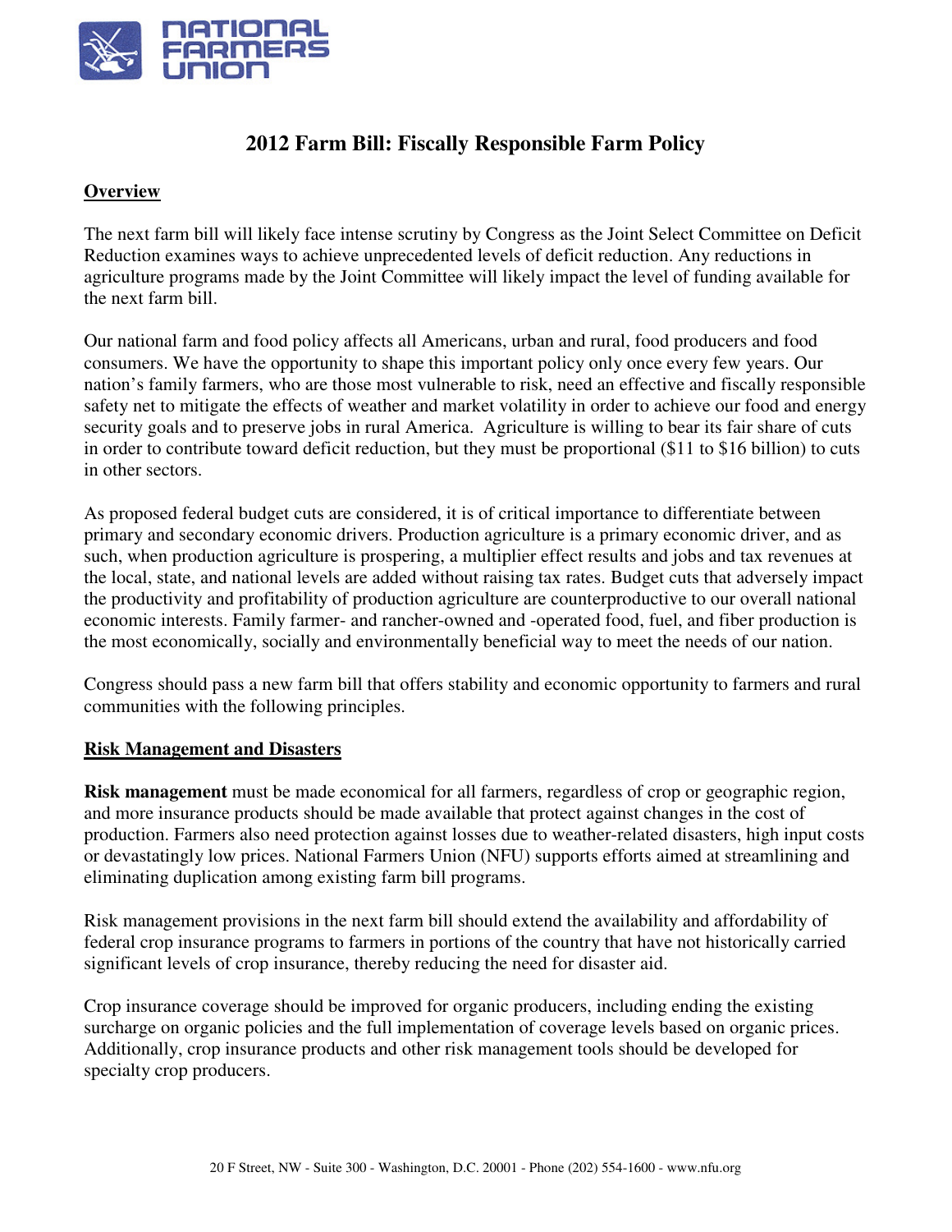NATIONAL FARMERS UNION

# 2012 Farm Bill: Fiscally Responsible Farm Policy

## Overview

The next farm bill will likely face intense scrutiny by Congress as the Joint Select Committee on Deficit Reduction examines ways to achieve unprecedented levels of deficit reduction. Any reductions in agriculture programs made by the Joint Committee will likely impact the level of funding available for the next farm bill.

Our national farm and food policy affects all Americans, urban and rural, food producers and food consumers. We have the opportunity to shape this important policy only once every few years. Our nation's family farmers, who are those most vulnerable to risk, need an effective and fiscally responsible safety net to mitigate the effects of weather and market volatility in order to achieve our food and energy security goals and to preserve jobs in rural America. Agriculture is willing to bear its fair share of cuts in order to contribute toward deficit reduction, but they must be proportional ($11 to $16 billion) to cuts in other sectors.

As proposed federal budget cuts are considered, it is of critical importance to differentiate between primary and secondary economic drivers. Production agriculture is a primary economic driver, and as such, when production agriculture is prospering, a multiplier effect results and jobs and tax revenues at the local, state, and national levels are added without raising tax rates. Budget cuts that adversely impact the productivity and profitability of production agriculture are counterproductive to our overall national economic interests. Family farmer- and rancher-owned and -operated food, fuel, and fiber production is the most economically, socially and environmentally beneficial way to meet the needs of our nation.

Congress should pass a new farm bill that offers stability and economic opportunity to farmers and rural communities with the following principles.

## Risk Management and Disasters

**Risk management** must be made economical for all farmers, regardless of crop or geographic region, and more insurance products should be made available that protect against changes in the cost of production. Farmers also need protection against losses due to weather-related disasters, high input costs or devastatingly low prices. National Farmers Union (NFU) supports efforts aimed at streamlining and eliminating duplication among existing farm bill programs.

Risk management provisions in the next farm bill should extend the availability and affordability of federal crop insurance programs to farmers in portions of the country that have not historically carried significant levels of crop insurance, thereby reducing the need for disaster aid.

Crop insurance coverage should be improved for organic producers, including ending the existing surcharge on organic policies and the full implementation of coverage levels based on organic prices. Additionally, crop insurance products and other risk management tools should be developed for specialty crop producers.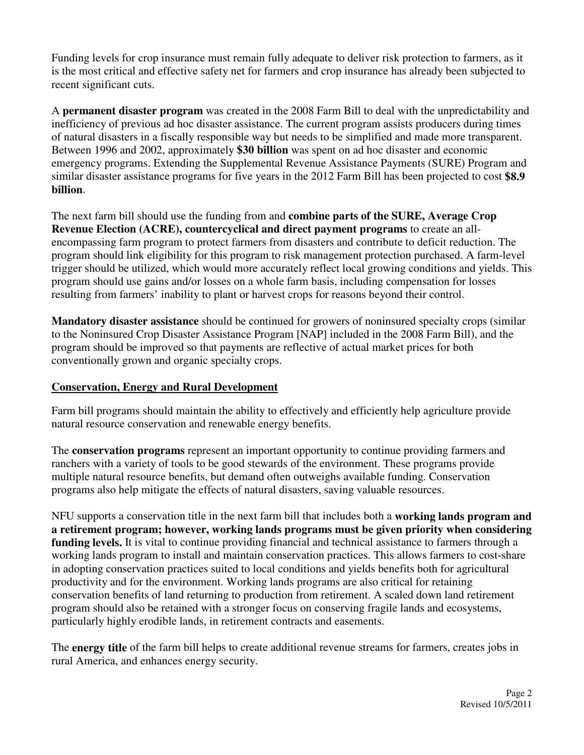Funding levels for crop insurance must remain fully adequate to deliver risk protection to farmers, as it is the most critical and effective safety net for farmers and crop insurance has already been subjected to recent significant cuts.

A **permanent disaster program** was created in the 2008 Farm Bill to deal with the unpredictability and inefficiency of previous ad hoc disaster assistance. The current program assists producers during times of natural disasters in a fiscally responsible way but needs to be simplified and made more transparent. Between 1996 and 2002, approximately **$30 billion** was spent on ad hoc disaster and economic emergency programs. Extending the Supplemental Revenue Assistance Payments (SURE) Program and similar disaster assistance programs for five years in the 2012 Farm Bill has been projected to cost **$8.9 billion**.

The next farm bill should use the funding from and **combine parts of the SURE, Average Crop Revenue Election (ACRE), countercyclical and direct payment programs** to create an all-encompassing farm program to protect farmers from disasters and contribute to deficit reduction. The program should link eligibility for this program to risk management protection purchased. A farm-level trigger should be utilized, which would more accurately reflect local growing conditions and yields. This program should use gains and/or losses on a whole farm basis, including compensation for losses resulting from farmers' inability to plant or harvest crops for reasons beyond their control.

**Mandatory disaster assistance** should be continued for growers of noninsured specialty crops (similar to the Noninsured Crop Disaster Assistance Program [NAP] included in the 2008 Farm Bill), and the program should be improved so that payments are reflective of actual market prices for both conventionally grown and organic specialty crops.

## Conservation, Energy and Rural Development

Farm bill programs should maintain the ability to effectively and efficiently help agriculture provide natural resource conservation and renewable energy benefits.

The **conservation programs** represent an important opportunity to continue providing farmers and ranchers with a variety of tools to be good stewards of the environment. These programs provide multiple natural resource benefits, but demand often outweighs available funding. Conservation programs also help mitigate the effects of natural disasters, saving valuable resources.

NFU supports a conservation title in the next farm bill that includes both a **working lands program and a retirement program; however, working lands programs must be given priority when considering funding levels.** It is vital to continue providing financial and technical assistance to farmers through a working lands program to install and maintain conservation practices. This allows farmers to cost-share in adopting conservation practices suited to local conditions and yields benefits both for agricultural productivity and for the environment. Working lands programs are also critical for retaining conservation benefits of land returning to production from retirement. A scaled down land retirement program should also be retained with a stronger focus on conserving fragile lands and ecosystems, particularly highly erodible lands, in retirement contracts and easements.

The **energy title** of the farm bill helps to create additional revenue streams for farmers, creates jobs in rural America, and enhances energy security.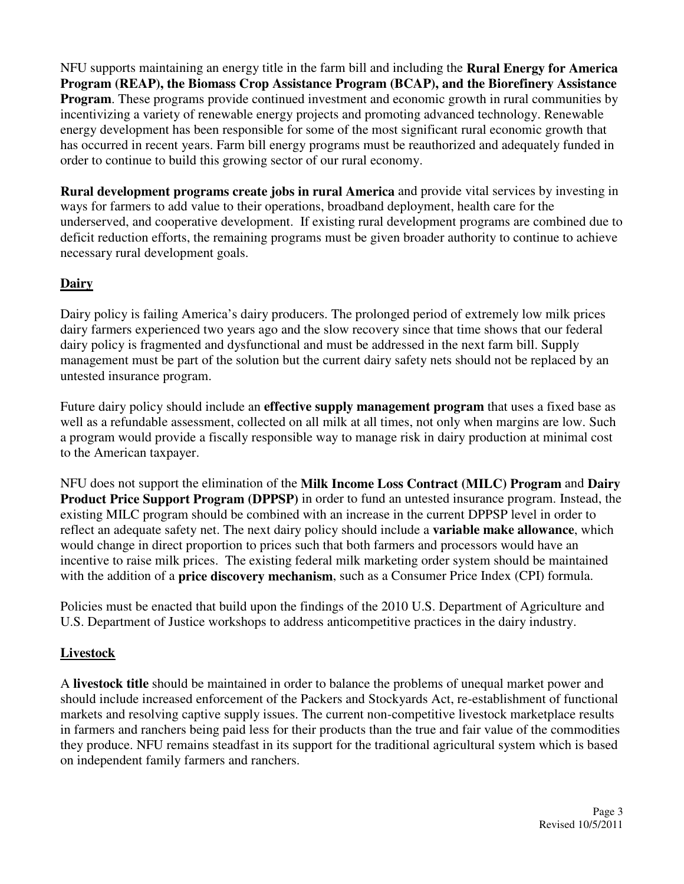NFU supports maintaining an energy title in the farm bill and including the **Rural Energy for America Program (REAP), the Biomass Crop Assistance Program (BCAP), and the Biorefinery Assistance Program**. These programs provide continued investment and economic growth in rural communities by incentivizing a variety of renewable energy projects and promoting advanced technology. Renewable energy development has been responsible for some of the most significant rural economic growth that has occurred in recent years. Farm bill energy programs must be reauthorized and adequately funded in order to continue to build this growing sector of our rural economy.

**Rural development programs create jobs in rural America** and provide vital services by investing in ways for farmers to add value to their operations, broadband deployment, health care for the underserved, and cooperative development. If existing rural development programs are combined due to deficit reduction efforts, the remaining programs must be given broader authority to continue to achieve necessary rural development goals.

## Dairy

Dairy policy is failing America's dairy producers. The prolonged period of extremely low milk prices dairy farmers experienced two years ago and the slow recovery since that time shows that our federal dairy policy is fragmented and dysfunctional and must be addressed in the next farm bill. Supply management must be part of the solution but the current dairy safety nets should not be replaced by an untested insurance program.

Future dairy policy should include an **effective supply management program** that uses a fixed base as well as a refundable assessment, collected on all milk at all times, not only when margins are low. Such a program would provide a fiscally responsible way to manage risk in dairy production at minimal cost to the American taxpayer.

NFU does not support the elimination of the **Milk Income Loss Contract (MILC) Program** and **Dairy Product Price Support Program (DPPSP)** in order to fund an untested insurance program. Instead, the existing MILC program should be combined with an increase in the current DPPSP level in order to reflect an adequate safety net. The next dairy policy should include a **variable make allowance**, which would change in direct proportion to prices such that both farmers and processors would have an incentive to raise milk prices. The existing federal milk marketing order system should be maintained with the addition of a **price discovery mechanism**, such as a Consumer Price Index (CPI) formula.

Policies must be enacted that build upon the findings of the 2010 U.S. Department of Agriculture and U.S. Department of Justice workshops to address anticompetitive practices in the dairy industry.

## Livestock

A **livestock title** should be maintained in order to balance the problems of unequal market power and should include increased enforcement of the Packers and Stockyards Act, re-establishment of functional markets and resolving captive supply issues. The current non-competitive livestock marketplace results in farmers and ranchers being paid less for their products than the true and fair value of the commodities they produce. NFU remains steadfast in its support for the traditional agricultural system which is based on independent family farmers and ranchers.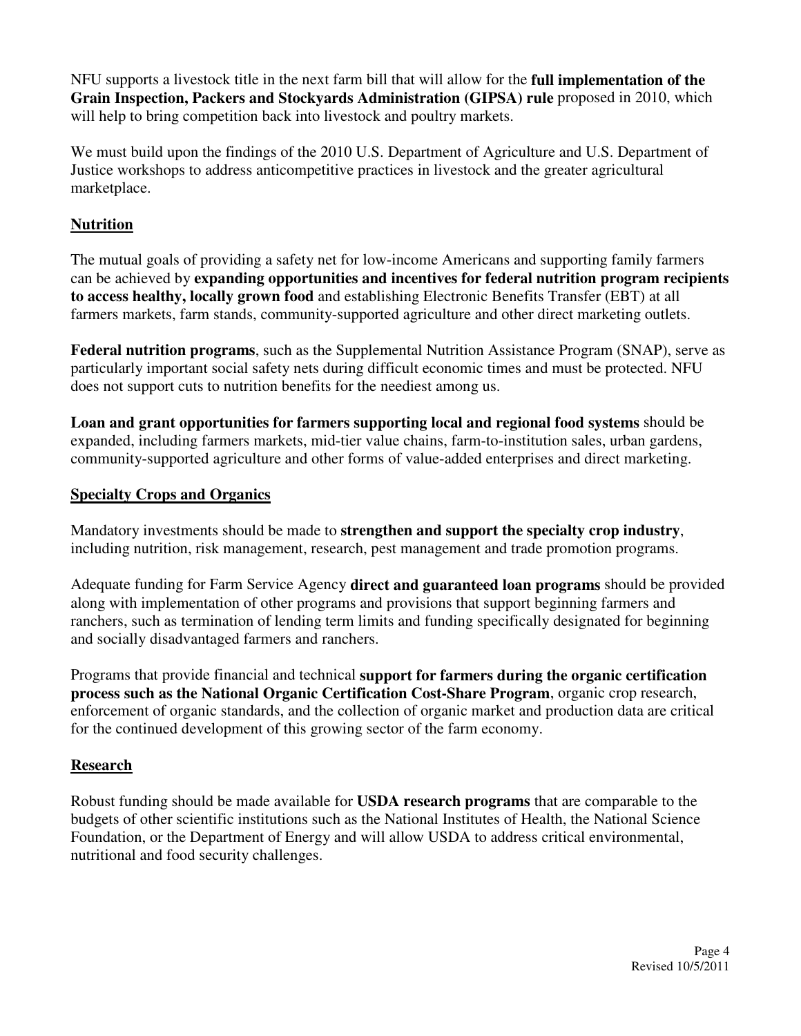NFU supports a livestock title in the next farm bill that will allow for the **full implementation of the Grain Inspection, Packers and Stockyards Administration (GIPSA) rule** proposed in 2010, which will help to bring competition back into livestock and poultry markets.

We must build upon the findings of the 2010 U.S. Department of Agriculture and U.S. Department of Justice workshops to address anticompetitive practices in livestock and the greater agricultural marketplace.

## Nutrition

The mutual goals of providing a safety net for low-income Americans and supporting family farmers can be achieved by **expanding opportunities and incentives for federal nutrition program recipients to access healthy, locally grown food** and establishing Electronic Benefits Transfer (EBT) at all farmers markets, farm stands, community-supported agriculture and other direct marketing outlets.

**Federal nutrition programs**, such as the Supplemental Nutrition Assistance Program (SNAP), serve as particularly important social safety nets during difficult economic times and must be protected. NFU does not support cuts to nutrition benefits for the neediest among us.

**Loan and grant opportunities for farmers supporting local and regional food systems** should be expanded, including farmers markets, mid-tier value chains, farm-to-institution sales, urban gardens, community-supported agriculture and other forms of value-added enterprises and direct marketing.

## Specialty Crops and Organics

Mandatory investments should be made to **strengthen and support the specialty crop industry**, including nutrition, risk management, research, pest management and trade promotion programs.

Adequate funding for Farm Service Agency **direct and guaranteed loan programs** should be provided along with implementation of other programs and provisions that support beginning farmers and ranchers, such as termination of lending term limits and funding specifically designated for beginning and socially disadvantaged farmers and ranchers.

Programs that provide financial and technical **support for farmers during the organic certification process such as the National Organic Certification Cost-Share Program**, organic crop research, enforcement of organic standards, and the collection of organic market and production data are critical for the continued development of this growing sector of the farm economy.

## Research

Robust funding should be made available for **USDA research programs** that are comparable to the budgets of other scientific institutions such as the National Institutes of Health, the National Science Foundation, or the Department of Energy and will allow USDA to address critical environmental, nutritional and food security challenges.

Revised 10/5/2011